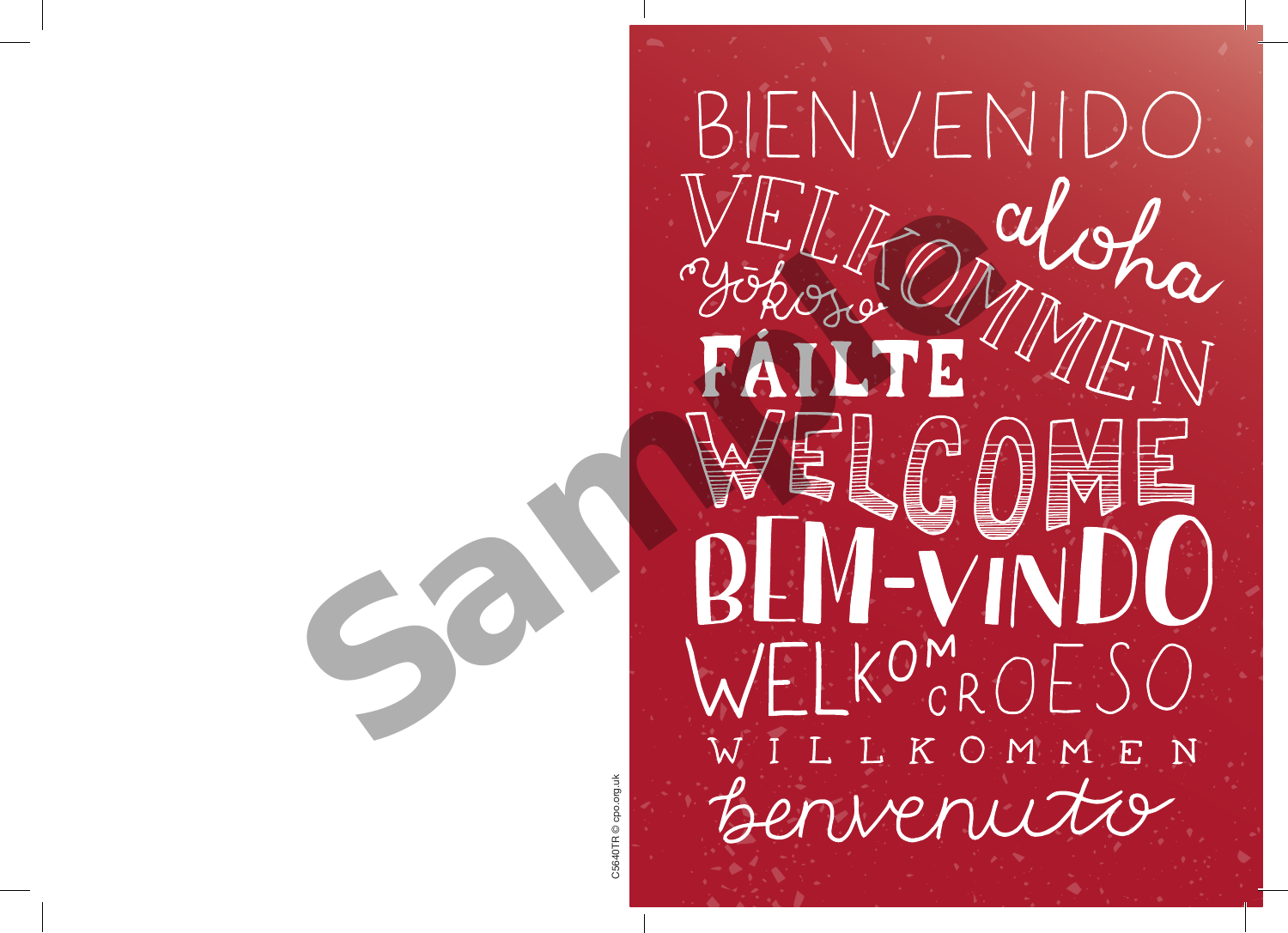BIENVENIDO

VELKOMMEN

aloha

yōkoso

FÁILTE

WELCOME

BEM-VINDO

WELKOM

CROESO

WILLKOMMEN

benvenuto

C5640TR © cpo.org.uk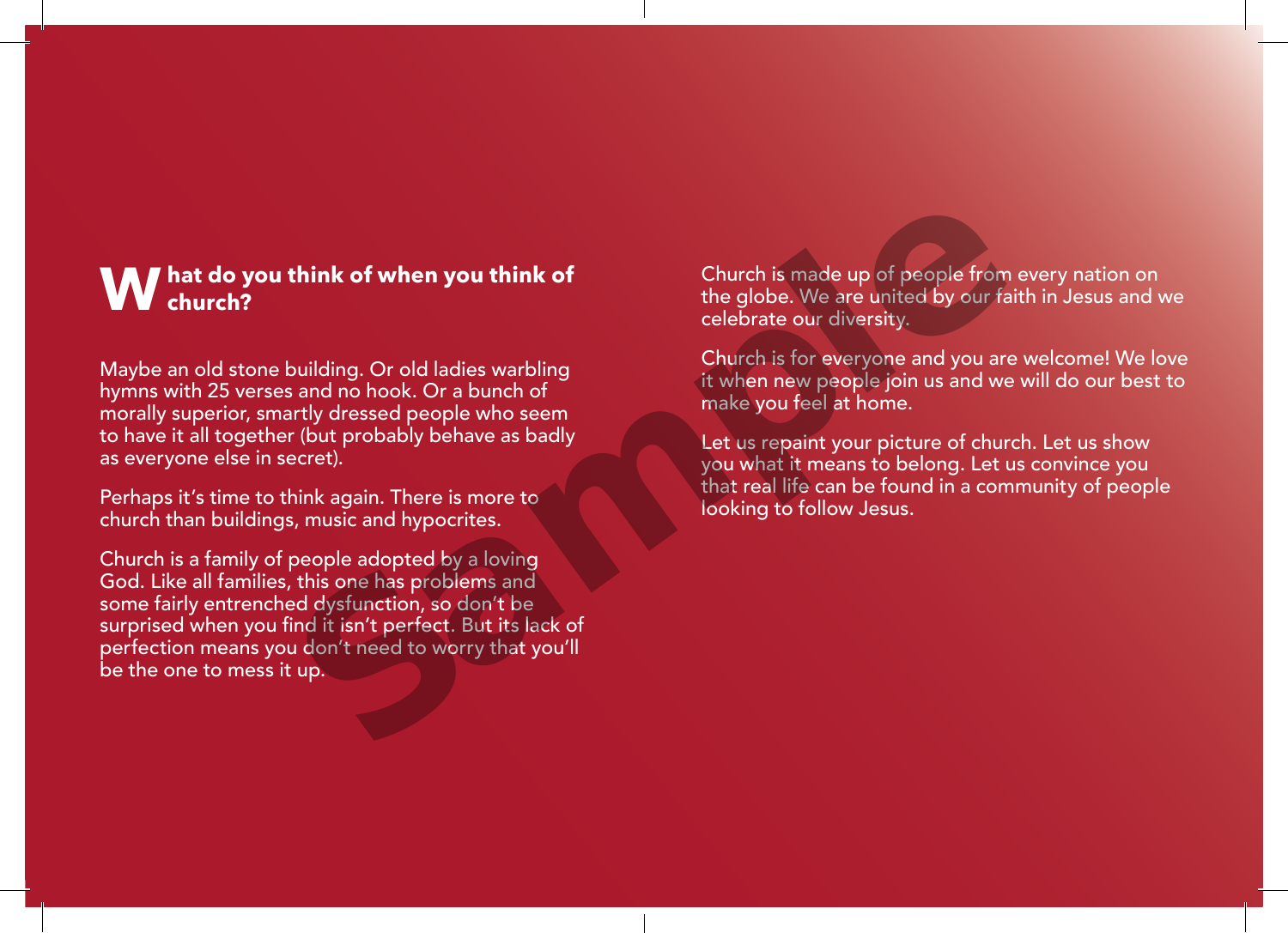## What do you think of when you think of church?

Maybe an old stone building. Or old ladies warbling hymns with 25 verses and no hook. Or a bunch of morally superior, smartly dressed people who seem to have it all together (but probably behave as badly as everyone else in secret).

Perhaps it's time to think again. There is more to church than buildings, music and hypocrites.

Church is a family of people adopted by a loving God. Like all families, this one has problems and some fairly entrenched dysfunction, so don't be surprised when you find it isn't perfect. But its lack of perfection means you don't need to worry that you'll be the one to mess it up.

Church is made up of people from every nation on the globe. We are united by our faith in Jesus and we celebrate our diversity.

Church is for everyone and you are welcome! We love it when new people join us and we will do our best to make you feel at home.

Let us repaint your picture of church. Let us show you what it means to belong. Let us convince you that real life can be found in a community of people looking to follow Jesus.